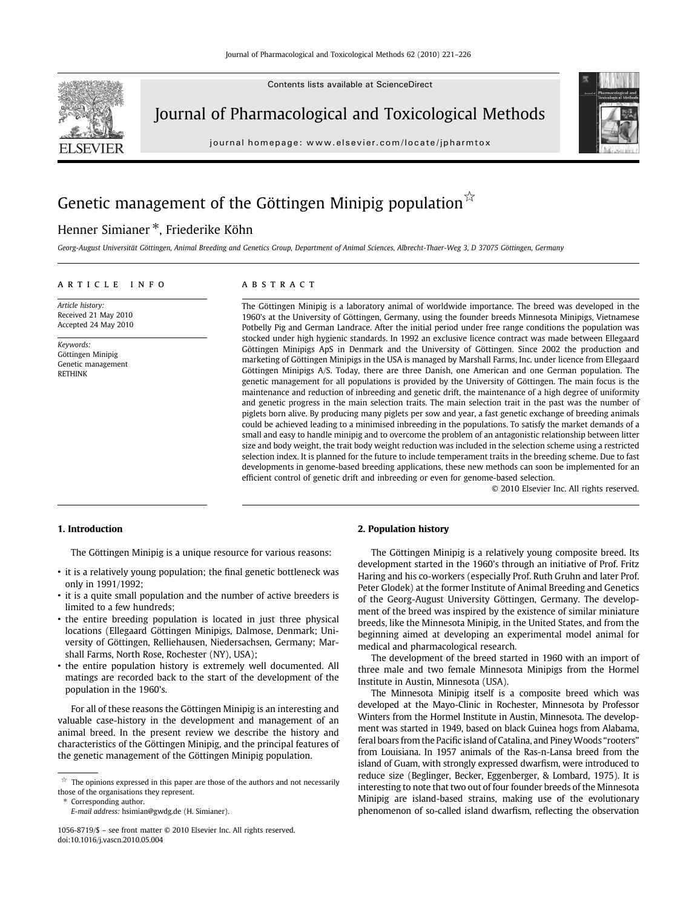# Genetic management of the Göttingen Minipig population ☆

Henner Simianer *, Friederike Köhn

*Georg-August Universität Göttingen, Animal Breeding and Genetics Group, Department of Animal Sciences, Albrecht-Thaer-Weg 3, D 37075 Göttingen, Germany*

## ARTICLE INFO

*Article history:*
Received 21 May 2010
Accepted 24 May 2010

*Keywords:*
Göttingen Minipig
Genetic management
RETHINK

## ABSTRACT

The Göttingen Minipig is a laboratory animal of worldwide importance. The breed was developed in the 1960's at the University of Göttingen, Germany, using the founder breeds Minnesota Minipigs, Vietnamese Potbelly Pig and German Landrace. After the initial period under free range conditions the population was stocked under high hygienic standards. In 1992 an exclusive licence contract was made between Ellegaard Göttingen Minipigs ApS in Denmark and the University of Göttingen. Since 2002 the production and marketing of Göttingen Minipigs in the USA is managed by Marshall Farms, Inc. under licence from Ellegaard Göttingen Minipigs A/S. Today, there are three Danish, one American and one German population. The genetic management for all populations is provided by the University of Göttingen. The main focus is the maintenance and reduction of inbreeding and genetic drift, the maintenance of a high degree of uniformity and genetic progress in the main selection traits. The main selection trait in the past was the number of piglets born alive. By producing many piglets per sow and year, a fast genetic exchange of breeding animals could be achieved leading to a minimised inbreeding in the populations. To satisfy the market demands of a small and easy to handle minipig and to overcome the problem of an antagonistic relationship between litter size and body weight, the trait body weight reduction was included in the selection scheme using a restricted selection index. It is planned for the future to include temperament traits in the breeding scheme. Due to fast developments in genome-based breeding applications, these new methods can soon be implemented for an efficient control of genetic drift and inbreeding or even for genome-based selection.

© 2010 Elsevier Inc. All rights reserved.

## 1. Introduction

The Göttingen Minipig is a unique resource for various reasons:

- it is a relatively young population; the final genetic bottleneck was only in 1991/1992;
- it is a quite small population and the number of active breeders is limited to a few hundreds;
- the entire breeding population is located in just three physical locations (Ellegaard Göttingen Minipigs, Dalmose, Denmark; University of Göttingen, Relliehausen, Niedersachsen, Germany; Marshall Farms, North Rose, Rochester (NY), USA);
- the entire population history is extremely well documented. All matings are recorded back to the start of the development of the population in the 1960's.

For all of these reasons the Göttingen Minipig is an interesting and valuable case-history in the development and management of an animal breed. In the present review we describe the history and characteristics of the Göttingen Minipig, and the principal features of the genetic management of the Göttingen Minipig population.

## 2. Population history

The Göttingen Minipig is a relatively young composite breed. Its development started in the 1960's through an initiative of Prof. Fritz Haring and his co-workers (especially Prof. Ruth Gruhn and later Prof. Peter Glodek) at the former Institute of Animal Breeding and Genetics of the Georg-August University Göttingen, Germany. The development of the breed was inspired by the existence of similar miniature breeds, like the Minnesota Minipig, in the United States, and from the beginning aimed at developing an experimental model animal for medical and pharmacological research.

The development of the breed started in 1960 with an import of three male and two female Minnesota Minipigs from the Hormel Institute in Austin, Minnesota (USA).

The Minnesota Minipig itself is a composite breed which was developed at the Mayo-Clinic in Rochester, Minnesota by Professor Winters from the Hormel Institute in Austin, Minnesota. The development was started in 1949, based on black Guinea hogs from Alabama, feral boars from the Pacific island of Catalina, and Piney Woods "rooters" from Louisiana. In 1957 animals of the Ras-n-Lansa breed from the island of Guam, with strongly expressed dwarfism, were introduced to reduce size (Beglinger, Becker, Eggenberger, & Lombard, 1975). It is interesting to note that two out of four founder breeds of the Minnesota Minipig are island-based strains, making use of the evolutionary phenomenon of so-called island dwarfism, reflecting the observation

---

☆ The opinions expressed in this paper are those of the authors and not necessarily those of the organisations they represent.

* Corresponding author.
*E-mail address:* hsimian@gwdg.de (H. Simianer).

1056-8719/$ – see front matter © 2010 Elsevier Inc. All rights reserved.
doi:10.1016/j.vascn.2010.05.004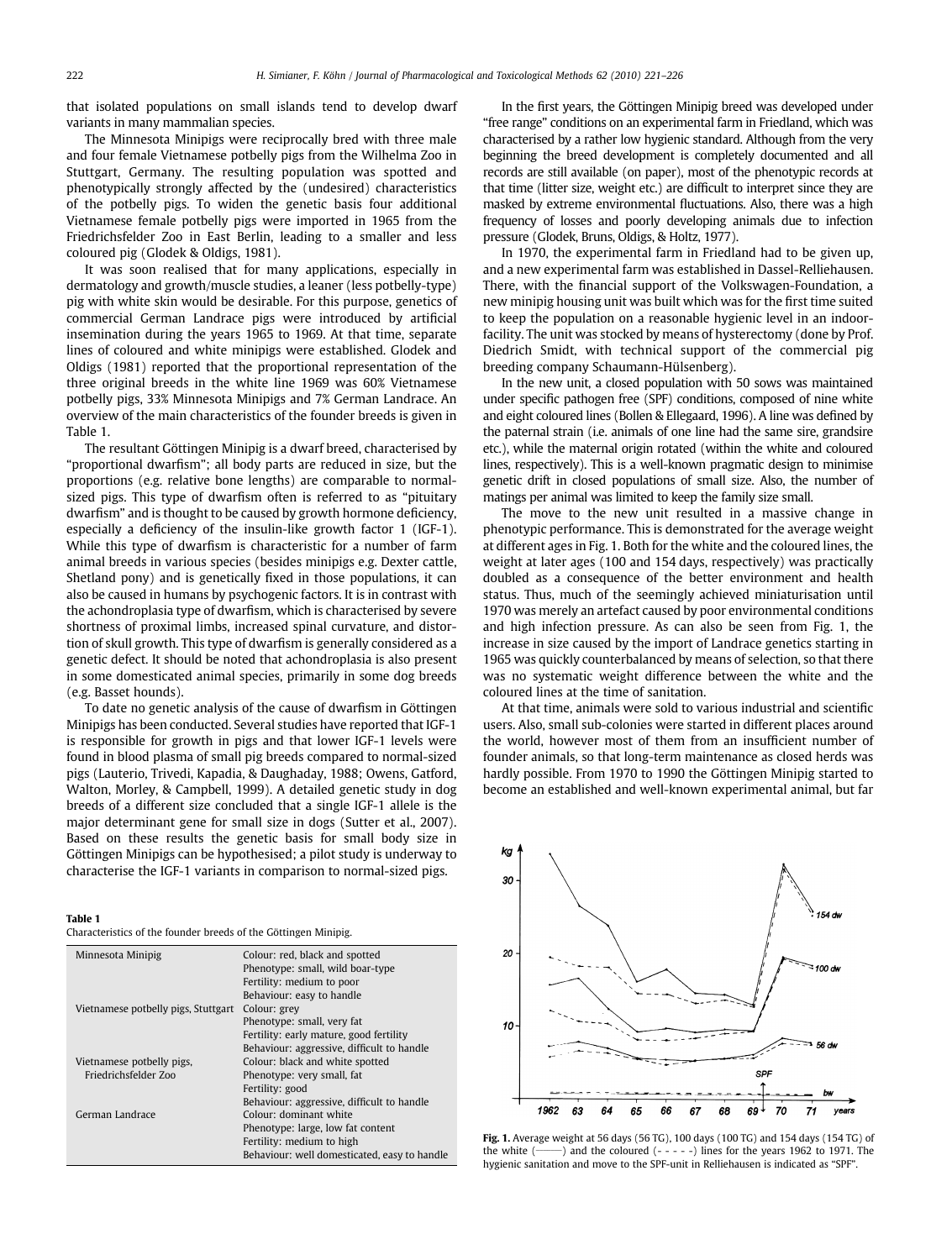that isolated populations on small islands tend to develop dwarf variants in many mammalian species.

The Minnesota Minipigs were reciprocally bred with three male and four female Vietnamese potbelly pigs from the Wilhelma Zoo in Stuttgart, Germany. The resulting population was spotted and phenotypically strongly affected by the (undesired) characteristics of the potbelly pigs. To widen the genetic basis four additional Vietnamese female potbelly pigs were imported in 1965 from the Friedrichsfelder Zoo in East Berlin, leading to a smaller and less coloured pig (Glodek & Oldigs, 1981).

It was soon realised that for many applications, especially in dermatology and growth/muscle studies, a leaner (less potbelly-type) pig with white skin would be desirable. For this purpose, genetics of commercial German Landrace pigs were introduced by artificial insemination during the years 1965 to 1969. At that time, separate lines of coloured and white minipigs were established. Glodek and Oldigs (1981) reported that the proportional representation of the three original breeds in the white line 1969 was 60% Vietnamese potbelly pigs, 33% Minnesota Minipigs and 7% German Landrace. An overview of the main characteristics of the founder breeds is given in Table 1.

The resultant Göttingen Minipig is a dwarf breed, characterised by "proportional dwarfism"; all body parts are reduced in size, but the proportions (e.g. relative bone lengths) are comparable to normal-sized pigs. This type of dwarfism often is referred to as "pituitary dwarfism" and is thought to be caused by growth hormone deficiency, especially a deficiency of the insulin-like growth factor 1 (IGF-1). While this type of dwarfism is characteristic for a number of farm animal breeds in various species (besides minipigs e.g. Dexter cattle, Shetland pony) and is genetically fixed in those populations, it can also be caused in humans by psychogenic factors. It is in contrast with the achondroplasia type of dwarfism, which is characterised by severe shortness of proximal limbs, increased spinal curvature, and distortion of skull growth. This type of dwarfism is generally considered as a genetic defect. It should be noted that achondroplasia is also present in some domesticated animal species, primarily in some dog breeds (e.g. Basset hounds).

To date no genetic analysis of the cause of dwarfism in Göttingen Minipigs has been conducted. Several studies have reported that IGF-1 is responsible for growth in pigs and that lower IGF-1 levels were found in blood plasma of small pig breeds compared to normal-sized pigs (Lauterio, Trivedi, Kapadia, & Daughaday, 1988; Owens, Gatford, Walton, Morley, & Campbell, 1999). A detailed genetic study in dog breeds of a different size concluded that a single IGF-1 allele is the major determinant gene for small size in dogs (Sutter et al., 2007). Based on these results the genetic basis for small body size in Göttingen Minipigs can be hypothesised; a pilot study is underway to characterise the IGF-1 variants in comparison to normal-sized pigs.

**Table 1**
Characteristics of the founder breeds of the Göttingen Minipig.

| | |
|---|---|
| Minnesota Minipig | Colour: red, black and spotted<br>Phenotype: small, wild boar-type<br>Fertility: medium to poor<br>Behaviour: easy to handle |
| Vietnamese potbelly pigs, Stuttgart | Colour: grey<br>Phenotype: small, very fat<br>Fertility: early mature, good fertility<br>Behaviour: aggressive, difficult to handle |
| Vietnamese potbelly pigs, Friedrichsfelder Zoo | Colour: black and white spotted<br>Phenotype: very small, fat<br>Fertility: good<br>Behaviour: aggressive, difficult to handle |
| German Landrace | Colour: dominant white<br>Phenotype: large, low fat content<br>Fertility: medium to high<br>Behaviour: well domesticated, easy to handle |

In the first years, the Göttingen Minipig breed was developed under "free range" conditions on an experimental farm in Friedland, which was characterised by a rather low hygienic standard. Although from the very beginning the breed development is completely documented and all records are still available (on paper), most of the phenotypic records at that time (litter size, weight etc.) are difficult to interpret since they are masked by extreme environmental fluctuations. Also, there was a high frequency of losses and poorly developing animals due to infection pressure (Glodek, Bruns, Oldigs, & Holtz, 1977).

In 1970, the experimental farm in Friedland had to be given up, and a new experimental farm was established in Dassel-Relliehausen. There, with the financial support of the Volkswagen-Foundation, a new minipig housing unit was built which was for the first time suited to keep the population on a reasonable hygienic level in an indoor-facility. The unit was stocked by means of hysterectomy (done by Prof. Diedrich Smidt, with technical support of the commercial pig breeding company Schaumann-Hülsenberg).

In the new unit, a closed population with 50 sows was maintained under specific pathogen free (SPF) conditions, composed of nine white and eight coloured lines (Bollen & Ellegaard, 1996). A line was defined by the paternal strain (i.e. animals of one line had the same sire, grandsire etc.), while the maternal origin rotated (within the white and coloured lines, respectively). This is a well-known pragmatic design to minimise genetic drift in closed populations of small size. Also, the number of matings per animal was limited to keep the family size small.

The move to the new unit resulted in a massive change in phenotypic performance. This is demonstrated for the average weight at different ages in Fig. 1. Both for the white and the coloured lines, the weight at later ages (100 and 154 days, respectively) was practically doubled as a consequence of the better environment and health status. Thus, much of the seemingly achieved miniaturisation until 1970 was merely an artefact caused by poor environmental conditions and high infection pressure. As can also be seen from Fig. 1, the increase in size caused by the import of Landrace genetics starting in 1965 was quickly counterbalanced by means of selection, so that there was no systematic weight difference between the white and the coloured lines at the time of sanitation.

At that time, animals were sold to various industrial and scientific users. Also, small sub-colonies were started in different places around the world, however most of them from an insufficient number of founder animals, so that long-term maintenance as closed herds was hardly possible. From 1970 to 1990 the Göttingen Minipig started to become an established and well-known experimental animal, but far

**Fig. 1.** Average weight at 56 days (56 TG), 100 days (100 TG) and 154 days (154 TG) of the white (——) and the coloured (- - - - -) lines for the years 1962 to 1971. The hygienic sanitation and move to the SPF-unit in Relliehausen is indicated as "SPF".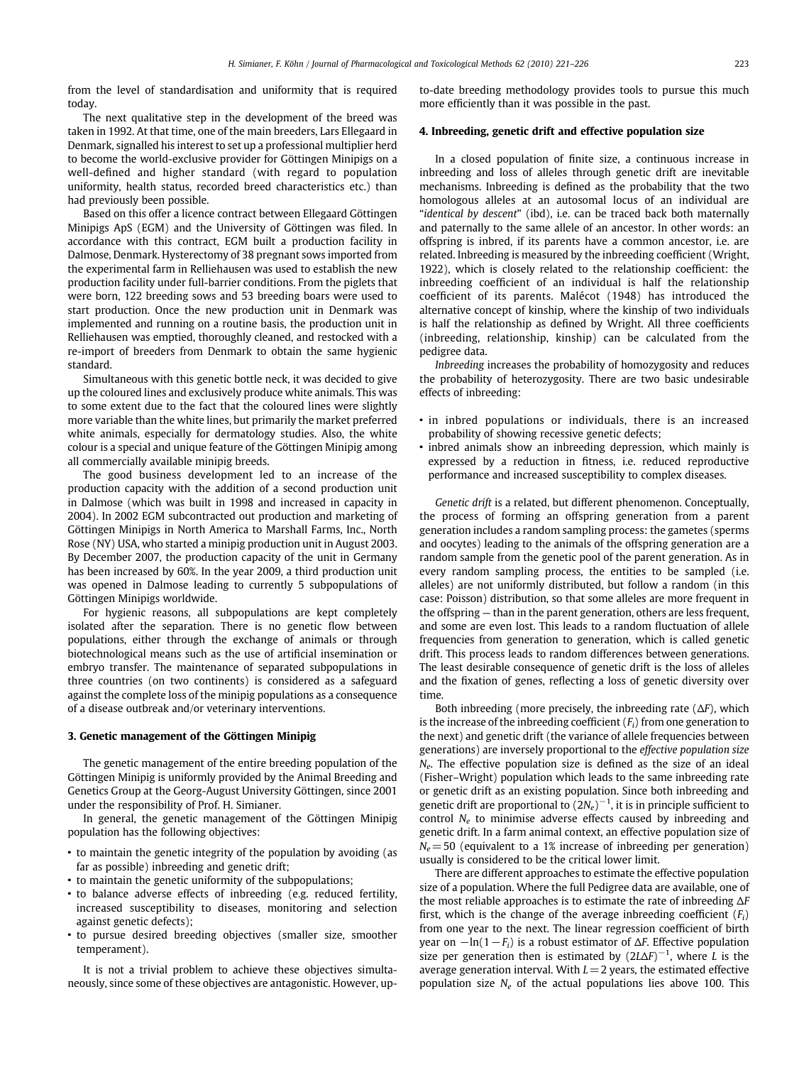from the level of standardisation and uniformity that is required today.

The next qualitative step in the development of the breed was taken in 1992. At that time, one of the main breeders, Lars Ellegaard in Denmark, signalled his interest to set up a professional multiplier herd to become the world-exclusive provider for Göttingen Minipigs on a well-defined and higher standard (with regard to population uniformity, health status, recorded breed characteristics etc.) than had previously been possible.

Based on this offer a licence contract between Ellegaard Göttingen Minipigs ApS (EGM) and the University of Göttingen was filed. In accordance with this contract, EGM built a production facility in Dalmose, Denmark. Hysterectomy of 38 pregnant sows imported from the experimental farm in Relliehausen was used to establish the new production facility under full-barrier conditions. From the piglets that were born, 122 breeding sows and 53 breeding boars were used to start production. Once the new production unit in Denmark was implemented and running on a routine basis, the production unit in Relliehausen was emptied, thoroughly cleaned, and restocked with a re-import of breeders from Denmark to obtain the same hygienic standard.

Simultaneous with this genetic bottle neck, it was decided to give up the coloured lines and exclusively produce white animals. This was to some extent due to the fact that the coloured lines were slightly more variable than the white lines, but primarily the market preferred white animals, especially for dermatology studies. Also, the white colour is a special and unique feature of the Göttingen Minipig among all commercially available minipig breeds.

The good business development led to an increase of the production capacity with the addition of a second production unit in Dalmose (which was built in 1998 and increased in capacity in 2004). In 2002 EGM subcontracted out production and marketing of Göttingen Minipigs in North America to Marshall Farms, Inc., North Rose (NY) USA, who started a minipig production unit in August 2003. By December 2007, the production capacity of the unit in Germany has been increased by 60%. In the year 2009, a third production unit was opened in Dalmose leading to currently 5 subpopulations of Göttingen Minipigs worldwide.

For hygienic reasons, all subpopulations are kept completely isolated after the separation. There is no genetic flow between populations, either through the exchange of animals or through biotechnological means such as the use of artificial insemination or embryo transfer. The maintenance of separated subpopulations in three countries (on two continents) is considered as a safeguard against the complete loss of the minipig populations as a consequence of a disease outbreak and/or veterinary interventions.

## 3. Genetic management of the Göttingen Minipig

The genetic management of the entire breeding population of the Göttingen Minipig is uniformly provided by the Animal Breeding and Genetics Group at the Georg-August University Göttingen, since 2001 under the responsibility of Prof. H. Simianer.

In general, the genetic management of the Göttingen Minipig population has the following objectives:

- to maintain the genetic integrity of the population by avoiding (as far as possible) inbreeding and genetic drift;
- to maintain the genetic uniformity of the subpopulations;
- to balance adverse effects of inbreeding (e.g. reduced fertility, increased susceptibility to diseases, monitoring and selection against genetic defects);
- to pursue desired breeding objectives (smaller size, smoother temperament).

It is not a trivial problem to achieve these objectives simultaneously, since some of these objectives are antagonistic. However, up-to-date breeding methodology provides tools to pursue this much more efficiently than it was possible in the past.

## 4. Inbreeding, genetic drift and effective population size

In a closed population of finite size, a continuous increase in inbreeding and loss of alleles through genetic drift are inevitable mechanisms. Inbreeding is defined as the probability that the two homologous alleles at an autosomal locus of an individual are "*identical by descent*" (ibd), i.e. can be traced back both maternally and paternally to the same allele of an ancestor. In other words: an offspring is inbred, if its parents have a common ancestor, i.e. are related. Inbreeding is measured by the inbreeding coefficient (Wright, 1922), which is closely related to the relationship coefficient: the inbreeding coefficient of an individual is half the relationship coefficient of its parents. Malécot (1948) has introduced the alternative concept of kinship, where the kinship of two individuals is half the relationship as defined by Wright. All three coefficients (inbreeding, relationship, kinship) can be calculated from the pedigree data.

*Inbreeding* increases the probability of homozygosity and reduces the probability of heterozygosity. There are two basic undesirable effects of inbreeding:

- in inbred populations or individuals, there is an increased probability of showing recessive genetic defects;
- inbred animals show an inbreeding depression, which mainly is expressed by a reduction in fitness, i.e. reduced reproductive performance and increased susceptibility to complex diseases.

*Genetic drift* is a related, but different phenomenon. Conceptually, the process of forming an offspring generation from a parent generation includes a random sampling process: the gametes (sperms and oocytes) leading to the animals of the offspring generation are a random sample from the genetic pool of the parent generation. As in every random sampling process, the entities to be sampled (i.e. alleles) are not uniformly distributed, but follow a random (in this case: Poisson) distribution, so that some alleles are more frequent in the offspring — than in the parent generation, others are less frequent, and some are even lost. This leads to a random fluctuation of allele frequencies from generation to generation, which is called genetic drift. This process leads to random differences between generations. The least desirable consequence of genetic drift is the loss of alleles and the fixation of genes, reflecting a loss of genetic diversity over time.

Both inbreeding (more precisely, the inbreeding rate ($\Delta F$), which is the increase of the inbreeding coefficient ($F_i$) from one generation to the next) and genetic drift (the variance of allele frequencies between generations) are inversely proportional to the *effective population size* $N_e$. The effective population size is defined as the size of an ideal (Fisher–Wright) population which leads to the same inbreeding rate or genetic drift as an existing population. Since both inbreeding and genetic drift are proportional to $(2N_e)^{-1}$, it is in principle sufficient to control $N_e$ to minimise adverse effects caused by inbreeding and genetic drift. In a farm animal context, an effective population size of $N_e = 50$ (equivalent to a 1% increase of inbreeding per generation) usually is considered to be the critical lower limit.

There are different approaches to estimate the effective population size of a population. Where the full Pedigree data are available, one of the most reliable approaches is to estimate the rate of inbreeding $\Delta F$ first, which is the change of the average inbreeding coefficient ($F_i$) from one year to the next. The linear regression coefficient of birth year on $-\ln(1-F_i)$ is a robust estimator of $\Delta F$. Effective population size per generation then is estimated by $(2L\Delta F)^{-1}$, where $L$ is the average generation interval. With $L = 2$ years, the estimated effective population size $N_e$ of the actual populations lies above 100. This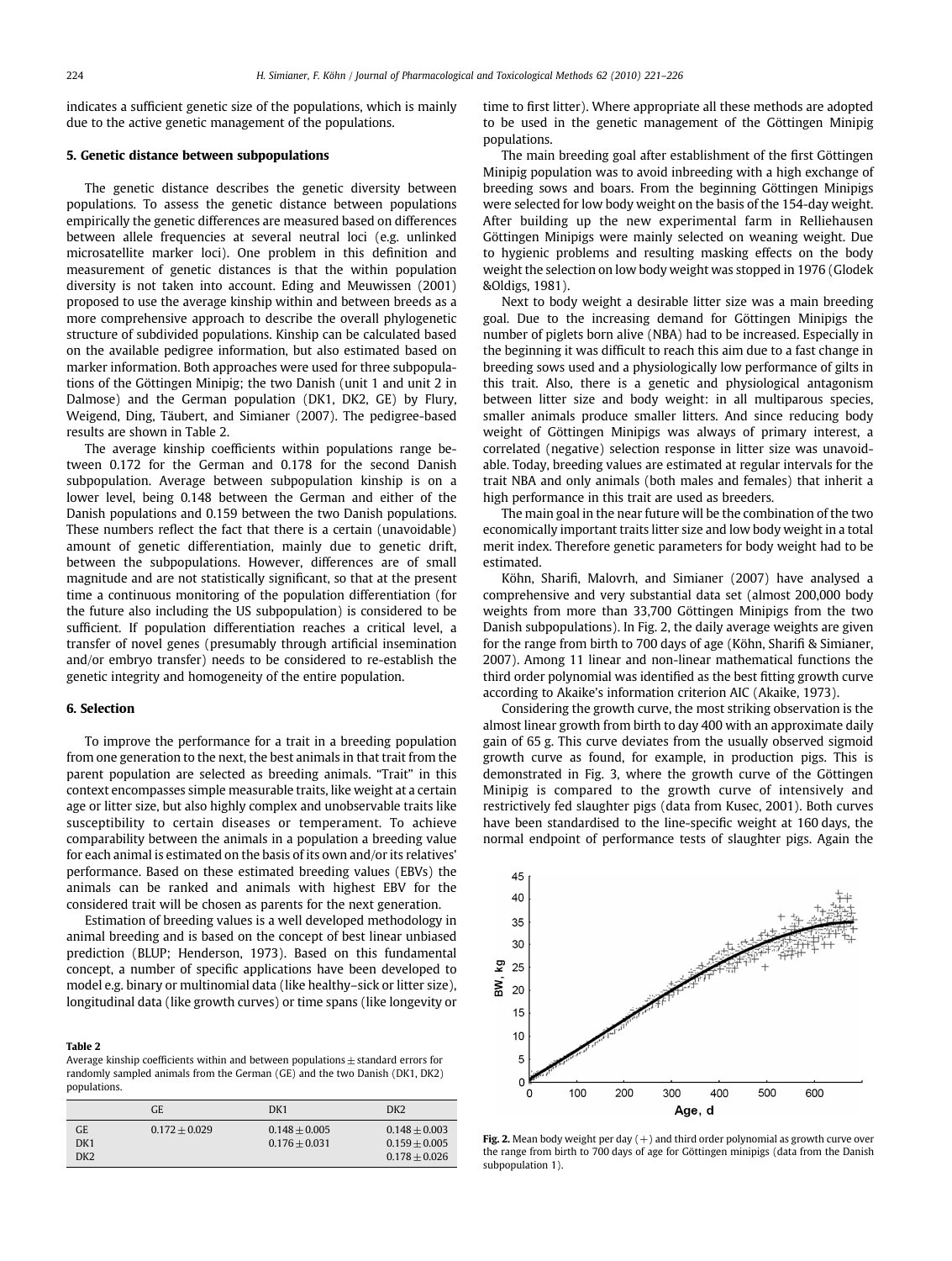indicates a sufficient genetic size of the populations, which is mainly due to the active genetic management of the populations.

## 5. Genetic distance between subpopulations

The genetic distance describes the genetic diversity between populations. To assess the genetic distance between populations empirically the genetic differences are measured based on differences between allele frequencies at several neutral loci (e.g. unlinked microsatellite marker loci). One problem in this definition and measurement of genetic distances is that the within population diversity is not taken into account. Eding and Meuwissen (2001) proposed to use the average kinship within and between breeds as a more comprehensive approach to describe the overall phylogenetic structure of subdivided populations. Kinship can be calculated based on the available pedigree information, but also estimated based on marker information. Both approaches were used for three subpopulations of the Göttingen Minipig; the two Danish (unit 1 and unit 2 in Dalmose) and the German population (DK1, DK2, GE) by Flury, Weigend, Ding, Täubert, and Simianer (2007). The pedigree-based results are shown in Table 2.

The average kinship coefficients within populations range between 0.172 for the German and 0.178 for the second Danish subpopulation. Average between subpopulation kinship is on a lower level, being 0.148 between the German and either of the Danish populations and 0.159 between the two Danish populations. These numbers reflect the fact that there is a certain (unavoidable) amount of genetic differentiation, mainly due to genetic drift, between the subpopulations. However, differences are of small magnitude and are not statistically significant, so that at the present time a continuous monitoring of the population differentiation (for the future also including the US subpopulation) is considered to be sufficient. If population differentiation reaches a critical level, a transfer of novel genes (presumably through artificial insemination and/or embryo transfer) needs to be considered to re-establish the genetic integrity and homogeneity of the entire population.

## 6. Selection

To improve the performance for a trait in a breeding population from one generation to the next, the best animals in that trait from the parent population are selected as breeding animals. "Trait" in this context encompasses simple measurable traits, like weight at a certain age or litter size, but also highly complex and unobservable traits like susceptibility to certain diseases or temperament. To achieve comparability between the animals in a population a breeding value for each animal is estimated on the basis of its own and/or its relatives' performance. Based on these estimated breeding values (EBVs) the animals can be ranked and animals with highest EBV for the considered trait will be chosen as parents for the next generation.

Estimation of breeding values is a well developed methodology in animal breeding and is based on the concept of best linear unbiased prediction (BLUP; Henderson, 1973). Based on this fundamental concept, a number of specific applications have been developed to model e.g. binary or multinomial data (like healthy–sick or litter size), longitudinal data (like growth curves) or time spans (like longevity or time to first litter). Where appropriate all these methods are adopted to be used in the genetic management of the Göttingen Minipig populations.

The main breeding goal after establishment of the first Göttingen Minipig population was to avoid inbreeding with a high exchange of breeding sows and boars. From the beginning Göttingen Minipigs were selected for low body weight on the basis of the 154-day weight. After building up the new experimental farm in Relliehausen Göttingen Minipigs were mainly selected on weaning weight. Due to hygienic problems and resulting masking effects on the body weight the selection on low body weight was stopped in 1976 (Glodek &Oldigs, 1981).

Next to body weight a desirable litter size was a main breeding goal. Due to the increasing demand for Göttingen Minipigs the number of piglets born alive (NBA) had to be increased. Especially in the beginning it was difficult to reach this aim due to a fast change in breeding sows used and a physiologically low performance of gilts in this trait. Also, there is a genetic and physiological antagonism between litter size and body weight: in all multiparous species, smaller animals produce smaller litters. And since reducing body weight of Göttingen Minipigs was always of primary interest, a correlated (negative) selection response in litter size was unavoidable. Today, breeding values are estimated at regular intervals for the trait NBA and only animals (both males and females) that inherit a high performance in this trait are used as breeders.

The main goal in the near future will be the combination of the two economically important traits litter size and low body weight in a total merit index. Therefore genetic parameters for body weight had to be estimated.

Köhn, Sharifi, Malovrh, and Simianer (2007) have analysed a comprehensive and very substantial data set (almost 200,000 body weights from more than 33,700 Göttingen Minipigs from the two Danish subpopulations). In Fig. 2, the daily average weights are given for the range from birth to 700 days of age (Köhn, Sharifi & Simianer, 2007). Among 11 linear and non-linear mathematical functions the third order polynomial was identified as the best fitting growth curve according to Akaike's information criterion AIC (Akaike, 1973).

Considering the growth curve, the most striking observation is the almost linear growth from birth to day 400 with an approximate daily gain of 65 g. This curve deviates from the usually observed sigmoid growth curve as found, for example, in production pigs. This is demonstrated in Fig. 3, where the growth curve of the Göttingen Minipig is compared to the growth curve of intensively and restrictively fed slaughter pigs (data from Kusec, 2001). Both curves have been standardised to the line-specific weight at 160 days, the normal endpoint of performance tests of slaughter pigs. Again the

**Table 2**
Average kinship coefficients within and between populations ± standard errors for randomly sampled animals from the German (GE) and the two Danish (DK1, DK2) populations.

| | GE | DK1 | DK2 |
|---|---|---|---|
| GE | $0.172 \pm 0.029$ | $0.148 \pm 0.005$ | $0.148 \pm 0.003$ |
| DK1 | | $0.176 \pm 0.031$ | $0.159 \pm 0.005$ |
| DK2 | | | $0.178 \pm 0.026$ |

45
40
35
30
25
20
15
10
5
0
BW, kg
0 100 200 300 400 500 600
Age, d

**Fig. 2.** Mean body weight per day (+) and third order polynomial as growth curve over the range from birth to 700 days of age for Göttingen minipigs (data from the Danish subpopulation 1).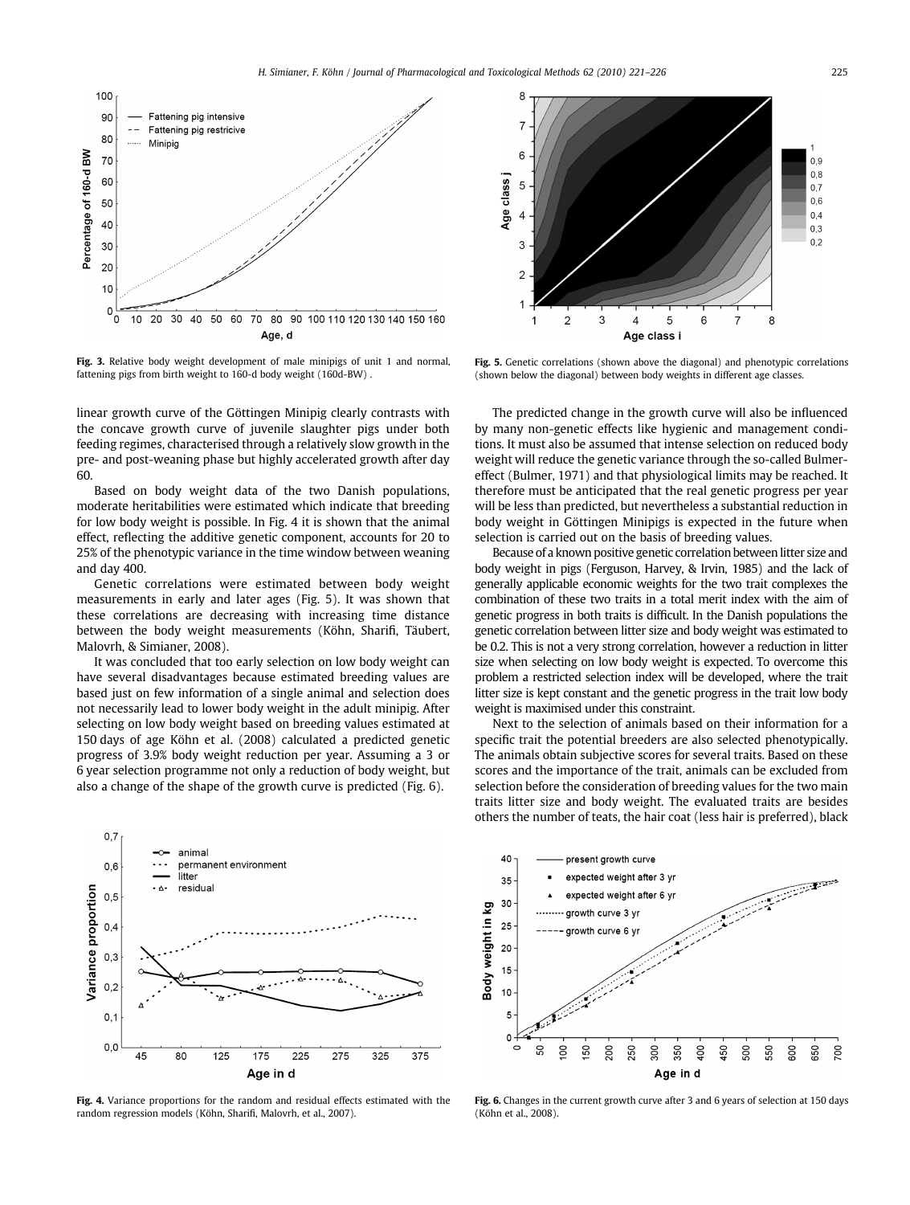Fig. 3. Relative body weight development of male minipigs of unit 1 and normal, fattening pigs from birth weight to 160-d body weight (160d-BW) .

Fig. 5. Genetic correlations (shown above the diagonal) and phenotypic correlations (shown below the diagonal) between body weights in different age classes.

linear growth curve of the Göttingen Minipig clearly contrasts with the concave growth curve of juvenile slaughter pigs under both feeding regimes, characterised through a relatively slow growth in the pre- and post-weaning phase but highly accelerated growth after day 60.

Based on body weight data of the two Danish populations, moderate heritabilities were estimated which indicate that breeding for low body weight is possible. In Fig. 4 it is shown that the animal effect, reflecting the additive genetic component, accounts for 20 to 25% of the phenotypic variance in the time window between weaning and day 400.

Genetic correlations were estimated between body weight measurements in early and later ages (Fig. 5). It was shown that these correlations are decreasing with increasing time distance between the body weight measurements (Köhn, Sharifi, Täubert, Malovrh, & Simianer, 2008).

It was concluded that too early selection on low body weight can have several disadvantages because estimated breeding values are based just on few information of a single animal and selection does not necessarily lead to lower body weight in the adult minipig. After selecting on low body weight based on breeding values estimated at 150 days of age Köhn et al. (2008) calculated a predicted genetic progress of 3.9% body weight reduction per year. Assuming a 3 or 6 year selection programme not only a reduction of body weight, but also a change of the shape of the growth curve is predicted (Fig. 6).

The predicted change in the growth curve will also be influenced by many non-genetic effects like hygienic and management conditions. It must also be assumed that intense selection on reduced body weight will reduce the genetic variance through the so-called Bulmer-effect (Bulmer, 1971) and that physiological limits may be reached. It therefore must be anticipated that the real genetic progress per year will be less than predicted, but nevertheless a substantial reduction in body weight in Göttingen Minipigs is expected in the future when selection is carried out on the basis of breeding values.

Because of a known positive genetic correlation between litter size and body weight in pigs (Ferguson, Harvey, & Irvin, 1985) and the lack of generally applicable economic weights for the two trait complexes the combination of these two traits in a total merit index with the aim of genetic progress in both traits is difficult. In the Danish populations the genetic correlation between litter size and body weight was estimated to be 0.2. This is not a very strong correlation, however a reduction in litter size when selecting on low body weight is expected. To overcome this problem a restricted selection index will be developed, where the trait litter size is kept constant and the genetic progress in the trait low body weight is maximised under this constraint.

Next to the selection of animals based on their information for a specific trait the potential breeders are also selected phenotypically. The animals obtain subjective scores for several traits. Based on these scores and the importance of the trait, animals can be excluded from selection before the consideration of breeding values for the two main traits litter size and body weight. The evaluated traits are besides others the number of teats, the hair coat (less hair is preferred), black

Fig. 4. Variance proportions for the random and residual effects estimated with the random regression models (Köhn, Sharifi, Malovrh, et al., 2007).

Fig. 6. Changes in the current growth curve after 3 and 6 years of selection at 150 days (Köhn et al., 2008).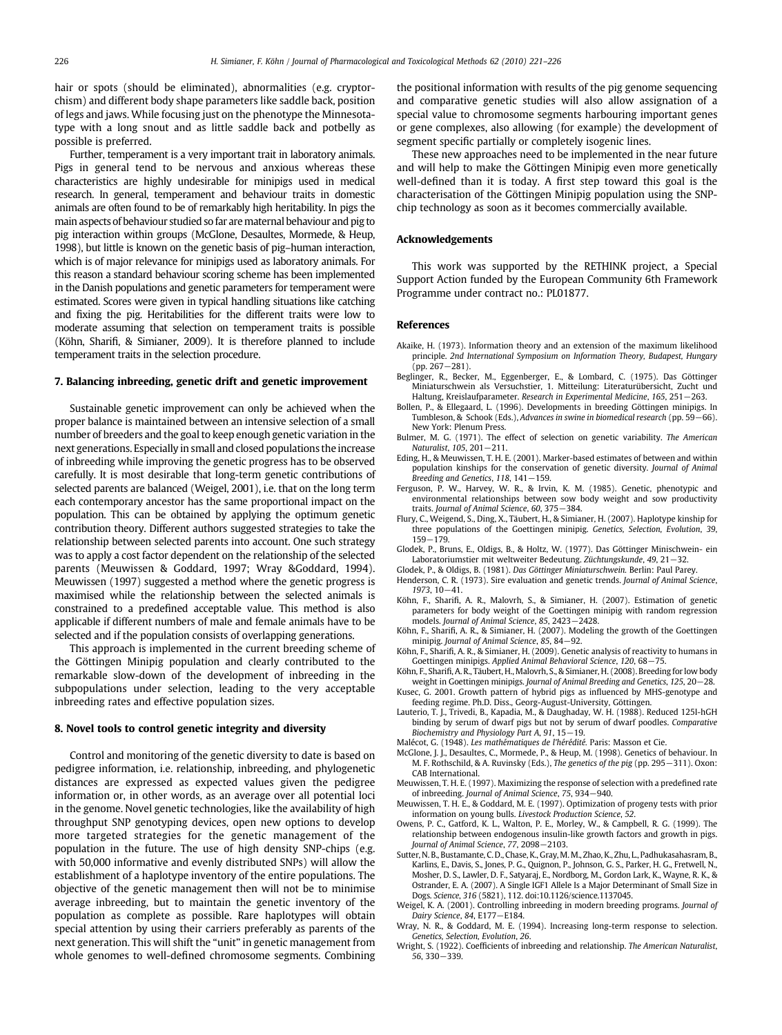hair or spots (should be eliminated), abnormalities (e.g. cryptorchism) and different body shape parameters like saddle back, position of legs and jaws. While focusing just on the phenotype the Minnesota-type with a long snout and as little saddle back and potbelly as possible is preferred.

Further, temperament is a very important trait in laboratory animals. Pigs in general tend to be nervous and anxious whereas these characteristics are highly undesirable for minipigs used in medical research. In general, temperament and behaviour traits in domestic animals are often found to be of remarkably high heritability. In pigs the main aspects of behaviour studied so far are maternal behaviour and pig to pig interaction within groups (McGlone, Desaultes, Mormede, & Heup, 1998), but little is known on the genetic basis of pig–human interaction, which is of major relevance for minipigs used as laboratory animals. For this reason a standard behaviour scoring scheme has been implemented in the Danish populations and genetic parameters for temperament were estimated. Scores were given in typical handling situations like catching and fixing the pig. Heritabilities for the different traits were low to moderate assuming that selection on temperament traits is possible (Köhn, Sharifi, & Simianer, 2009). It is therefore planned to include temperament traits in the selection procedure.

## 7. Balancing inbreeding, genetic drift and genetic improvement

Sustainable genetic improvement can only be achieved when the proper balance is maintained between an intensive selection of a small number of breeders and the goal to keep enough genetic variation in the next generations. Especially in small and closed populations the increase of inbreeding while improving the genetic progress has to be observed carefully. It is most desirable that long-term genetic contributions of selected parents are balanced (Weigel, 2001), i.e. that on the long term each contemporary ancestor has the same proportional impact on the population. This can be obtained by applying the optimum genetic contribution theory. Different authors suggested strategies to take the relationship between selected parents into account. One such strategy was to apply a cost factor dependent on the relationship of the selected parents (Meuwissen & Goddard, 1997; Wray &Goddard, 1994). Meuwissen (1997) suggested a method where the genetic progress is maximised while the relationship between the selected animals is constrained to a predefined acceptable value. This method is also applicable if different numbers of male and female animals have to be selected and if the population consists of overlapping generations.

This approach is implemented in the current breeding scheme of the Göttingen Minipig population and clearly contributed to the remarkable slow-down of the development of inbreeding in the subpopulations under selection, leading to the very acceptable inbreeding rates and effective population sizes.

## 8. Novel tools to control genetic integrity and diversity

Control and monitoring of the genetic diversity to date is based on pedigree information, i.e. relationship, inbreeding, and phylogenetic distances are expressed as expected values given the pedigree information or, in other words, as an average over all potential loci in the genome. Novel genetic technologies, like the availability of high throughput SNP genotyping devices, open new options to develop more targeted strategies for the genetic management of the population in the future. The use of high density SNP-chips (e.g. with 50,000 informative and evenly distributed SNPs) will allow the establishment of a haplotype inventory of the entire populations. The objective of the genetic management then will not be to minimise average inbreeding, but to maintain the genetic inventory of the population as complete as possible. Rare haplotypes will obtain special attention by using their carriers preferably as parents of the next generation. This will shift the "unit" in genetic management from whole genomes to well-defined chromosome segments. Combining the positional information with results of the pig genome sequencing and comparative genetic studies will also allow assignation of a special value to chromosome segments harbouring important genes or gene complexes, also allowing (for example) the development of segment specific partially or completely isogenic lines.

These new approaches need to be implemented in the near future and will help to make the Göttingen Minipig even more genetically well-defined than it is today. A first step toward this goal is the characterisation of the Göttingen Minipig population using the SNP-chip technology as soon as it becomes commercially available.

## Acknowledgements

This work was supported by the RETHINK project, a Special Support Action funded by the European Community 6th Framework Programme under contract no.: PL01877.

## References

Akaike, H. (1973). Information theory and an extension of the maximum likelihood principle. *2nd International Symposium on Information Theory, Budapest, Hungary* (pp. 267–281).

Beglinger, R., Becker, M., Eggenberger, E., & Lombard, C. (1975). Das Göttinger Miniaturschwein als Versuchstier, 1. Mitteilung: Literaturübersicht, Zucht und Haltung, Kreislaufparameter. *Research in Experimental Medicine*, *165*, 251–263.

Bollen, P., & Ellegaard, L. (1996). Developments in breeding Göttingen minipigs. In Tumbleson, & Schook (Eds.), *Advances in swine in biomedical research* (pp. 59–66). New York: Plenum Press.

Bulmer, M. G. (1971). The effect of selection on genetic variability. *The American Naturalist*, *105*, 201–211.

Eding, H., & Meuwissen, T. H. E. (2001). Marker-based estimates of between and within population kinships for the conservation of genetic diversity. *Journal of Animal Breeding and Genetics*, *118*, 141–159.

Ferguson, P. W., Harvey, W. R., & Irvin, K. M. (1985). Genetic, phenotypic and environmental relationships between sow body weight and sow productivity traits. *Journal of Animal Science*, *60*, 375–384.

Flury, C., Weigend, S., Ding, X., Täubert, H., & Simianer, H. (2007). Haplotype kinship for three populations of the Goettingen minipig. *Genetics, Selection, Evolution*, *39*, 159–179.

Glodek, P., Bruns, E., Oldigs, B., & Holtz, W. (1977). Das Göttinger Minischwein- ein Laboratoriumstier mit weltweiter Bedeutung. *Züchtungskunde*, *49*, 21–32.

Glodek, P., & Oldigs, B. (1981). *Das Göttinger Miniaturschwein*. Berlin: Paul Parey.

Henderson, C. R. (1973). Sire evaluation and genetic trends. *Journal of Animal Science*, *1973*, 10–41.

Köhn, F., Sharifi, A. R., Malovrh, S., & Simianer, H. (2007). Estimation of genetic parameters for body weight of the Goettingen minipig with random regression models. *Journal of Animal Science*, *85*, 2423–2428.

Köhn, F., Sharifi, A. R., & Simianer, H. (2007). Modeling the growth of the Goettingen minipig. *Journal of Animal Science*, *85*, 84–92.

Köhn, F., Sharifi, A. R., & Simianer, H. (2009). Genetic analysis of reactivity to humans in Goettingen minipigs. *Applied Animal Behavioral Science*, *120*, 68–75.

Köhn, F., Sharifi, A. R., Täubert, H., Malovrh, S., & Simianer, H. (2008). Breeding for low body weight in Goettingen minipigs. *Journal of Animal Breeding and Genetics*, *125*, 20–28.

Kusec, G. 2001. Growth pattern of hybrid pigs as influenced by MHS-genotype and feeding regime. Ph.D. Diss., Georg-August-University, Göttingen.

Lauterio, T. J., Trivedi, B., Kapadia, M., & Daughaday, W. H. (1988). Reduced 125I-hGH binding by serum of dwarf pigs but not by serum of dwarf poodles. *Comparative Biochemistry and Physiology Part A*, *91*, 15–19.

Malécot, G. (1948). *Les mathématiques de l'hérédité*. Paris: Masson et Cie.

McGlone, J. J., Desaultes, C., Mormede, P., & Heup, M. (1998). Genetics of behaviour. In M. F. Rothschild, & A. Ruvinsky (Eds.), *The genetics of the pig* (pp. 295–311). Oxon: CAB International.

Meuwissen, T. H. E. (1997). Maximizing the response of selection with a predefined rate of inbreeding. *Journal of Animal Science*, *75*, 934–940.

Meuwissen, T. H. E., & Goddard, M. E. (1997). Optimization of progeny tests with prior information on young bulls. *Livestock Production Science*, *52*.

Owens, P. C., Gatford, K. L., Walton, P. E., Morley, W., & Campbell, R. G. (1999). The relationship between endogenous insulin-like growth factors and growth in pigs. *Journal of Animal Science*, *77*, 2098–2103.

Sutter, N. B., Bustamante, C. D., Chase, K., Gray, M. M., Zhao, K., Zhu, L., Padhukasahasram, B., Karlins, E., Davis, S., Jones, P. G., Quignon, P., Johnson, G. S., Parker, H. G., Fretwell, N., Mosher, D. S., Lawler, D. F., Satyaraj, E., Nordborg, M., Gordon Lark, K., Wayne, R. K., & Ostrander, E. A. (2007). A Single IGF1 Allele Is a Major Determinant of Small Size in Dogs. *Science*, *316* (5821), 112. doi:10.1126/science.1137045.

Weigel, K. A. (2001). Controlling inbreeding in modern breeding programs. *Journal of Dairy Science*, *84*, E177–E184.

Wray, N. R., & Goddard, M. E. (1994). Increasing long-term response to selection. *Genetics, Selection, Evolution*, *26*.

Wright, S. (1922). Coefficients of inbreeding and relationship. *The American Naturalist*, *56*, 330–339.